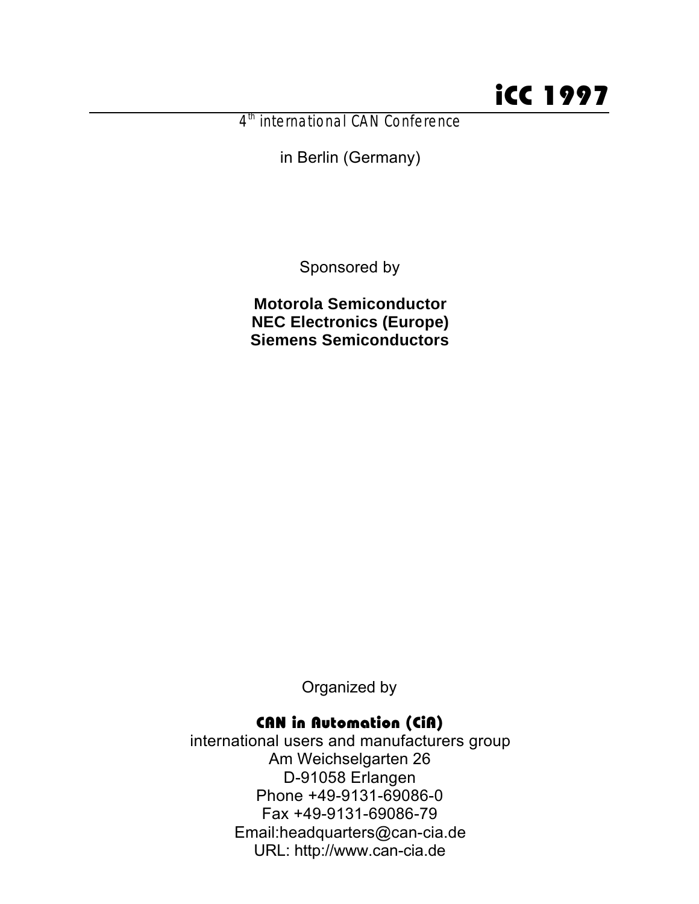# iCC 1997

4th international CAN Conference

in Berlin (Germany)

Sponsored by

**Motorola Semiconductor**
**NEC Electronics (Europe)**
**Siemens Semiconductors**

Organized by

**CAN in Automation (CiA)**

international users and manufacturers group
Am Weichselgarten 26
D-91058 Erlangen
Phone +49-9131-69086-0
Fax +49-9131-69086-79
Email:headquarters@can-cia.de
URL: http://www.can-cia.de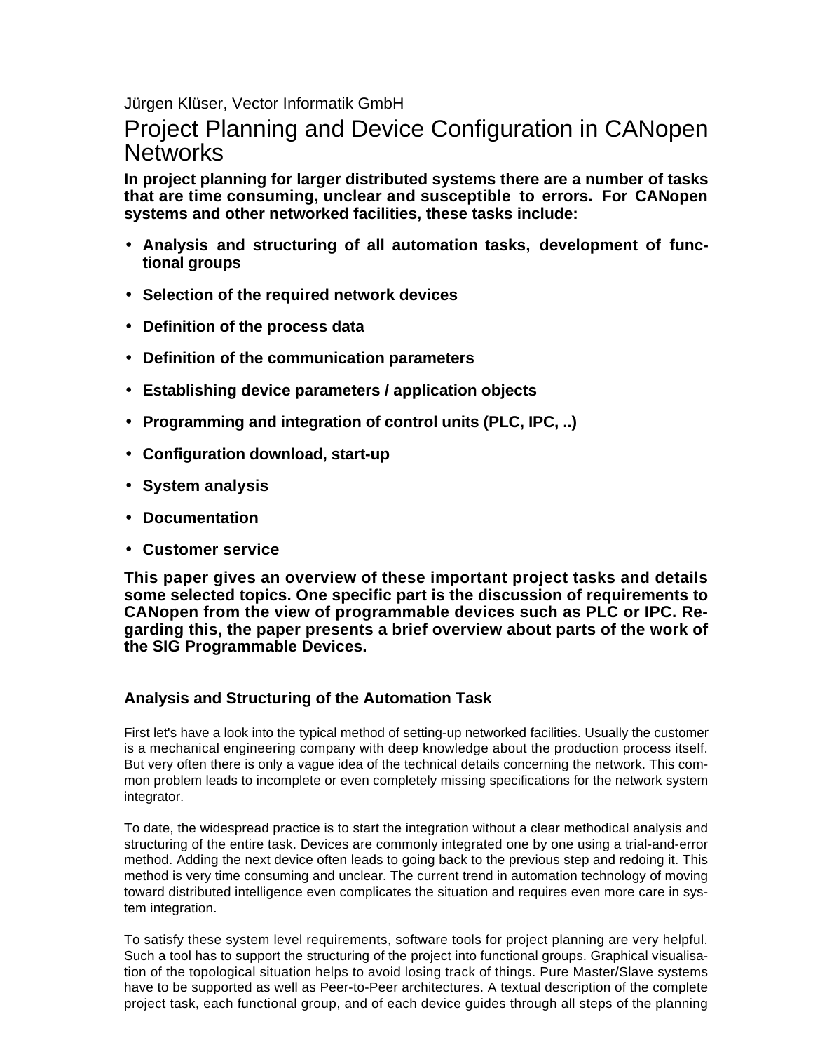Jürgen Klüser, Vector Informatik GmbH

# Project Planning and Device Configuration in CANopen Networks

**In project planning for larger distributed systems there are a number of tasks that are time consuming, unclear and susceptible to errors. For CANopen systems and other networked facilities, these tasks include:**

- **Analysis and structuring of all automation tasks, development of functional groups**
- **Selection of the required network devices**
- **Definition of the process data**
- **Definition of the communication parameters**
- **Establishing device parameters / application objects**
- **Programming and integration of control units (PLC, IPC, ..)**
- **Configuration download, start-up**
- **System analysis**
- **Documentation**
- **Customer service**

**This paper gives an overview of these important project tasks and details some selected topics. One specific part is the discussion of requirements to CANopen from the view of programmable devices such as PLC or IPC. Regarding this, the paper presents a brief overview about parts of the work of the SIG Programmable Devices.**

## Analysis and Structuring of the Automation Task

First let's have a look into the typical method of setting-up networked facilities. Usually the customer is a mechanical engineering company with deep knowledge about the production process itself. But very often there is only a vague idea of the technical details concerning the network. This common problem leads to incomplete or even completely missing specifications for the network system integrator.

To date, the widespread practice is to start the integration without a clear methodical analysis and structuring of the entire task. Devices are commonly integrated one by one using a trial-and-error method. Adding the next device often leads to going back to the previous step and redoing it. This method is very time consuming and unclear. The current trend in automation technology of moving toward distributed intelligence even complicates the situation and requires even more care in system integration.

To satisfy these system level requirements, software tools for project planning are very helpful. Such a tool has to support the structuring of the project into functional groups. Graphical visualisation of the topological situation helps to avoid losing track of things. Pure Master/Slave systems have to be supported as well as Peer-to-Peer architectures. A textual description of the complete project task, each functional group, and of each device guides through all steps of the planning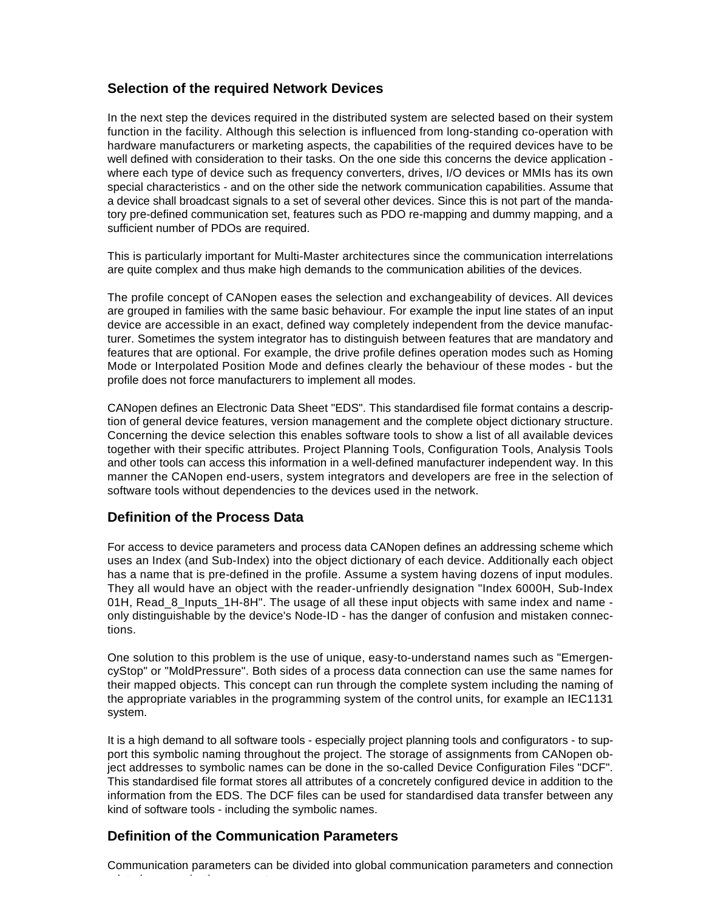## Selection of the required Network Devices

In the next step the devices required in the distributed system are selected based on their system function in the facility. Although this selection is influenced from long-standing co-operation with hardware manufacturers or marketing aspects, the capabilities of the required devices have to be well defined with consideration to their tasks. On the one side this concerns the device application - where each type of device such as frequency converters, drives, I/O devices or MMIs has its own special characteristics - and on the other side the network communication capabilities. Assume that a device shall broadcast signals to a set of several other devices. Since this is not part of the mandatory pre-defined communication set, features such as PDO re-mapping and dummy mapping, and a sufficient number of PDOs are required.

This is particularly important for Multi-Master architectures since the communication interrelations are quite complex and thus make high demands to the communication abilities of the devices.

The profile concept of CANopen eases the selection and exchangeability of devices. All devices are grouped in families with the same basic behaviour. For example the input line states of an input device are accessible in an exact, defined way completely independent from the device manufacturer. Sometimes the system integrator has to distinguish between features that are mandatory and features that are optional. For example, the drive profile defines operation modes such as Homing Mode or Interpolated Position Mode and defines clearly the behaviour of these modes - but the profile does not force manufacturers to implement all modes.

CANopen defines an Electronic Data Sheet "EDS". This standardised file format contains a description of general device features, version management and the complete object dictionary structure. Concerning the device selection this enables software tools to show a list of all available devices together with their specific attributes. Project Planning Tools, Configuration Tools, Analysis Tools and other tools can access this information in a well-defined manufacturer independent way. In this manner the CANopen end-users, system integrators and developers are free in the selection of software tools without dependencies to the devices used in the network.

## Definition of the Process Data

For access to device parameters and process data CANopen defines an addressing scheme which uses an Index (and Sub-Index) into the object dictionary of each device. Additionally each object has a name that is pre-defined in the profile. Assume a system having dozens of input modules. They all would have an object with the reader-unfriendly designation "Index 6000H, Sub-Index 01H, Read_8_Inputs_1H-8H". The usage of all these input objects with same index and name - only distinguishable by the device's Node-ID - has the danger of confusion and mistaken connections.

One solution to this problem is the use of unique, easy-to-understand names such as "EmergencyStop" or "MoldPressure". Both sides of a process data connection can use the same names for their mapped objects. This concept can run through the complete system including the naming of the appropriate variables in the programming system of the control units, for example an IEC1131 system.

It is a high demand to all software tools - especially project planning tools and configurators - to support this symbolic naming throughout the project. The storage of assignments from CANopen object addresses to symbolic names can be done in the so-called Device Configuration Files "DCF". This standardised file format stores all attributes of a concretely configured device in addition to the information from the EDS. The DCF files can be used for standardised data transfer between any kind of software tools - including the symbolic names.

## Definition of the Communication Parameters

Communication parameters can be divided into global communication parameters and connection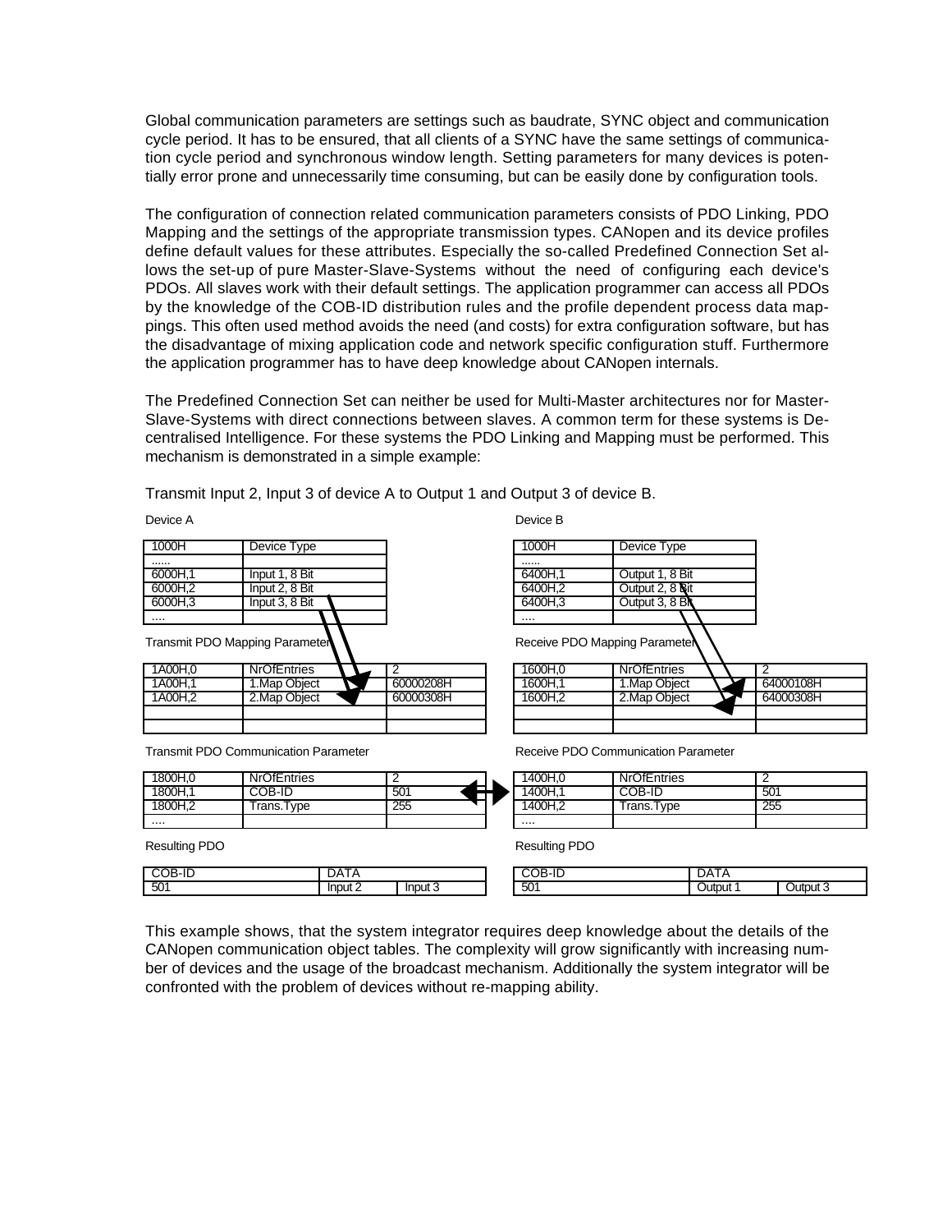Global communication parameters are settings such as baudrate, SYNC object and communication cycle period. It has to be ensured, that all clients of a SYNC have the same settings of communication cycle period and synchronous window length. Setting parameters for many devices is potentially error prone and unnecessarily time consuming, but can be easily done by configuration tools.

The configuration of connection related communication parameters consists of PDO Linking, PDO Mapping and the settings of the appropriate transmission types. CANopen and its device profiles define default values for these attributes. Especially the so-called Predefined Connection Set allows the set-up of pure Master-Slave-Systems without the need of configuring each device's PDOs. All slaves work with their default settings. The application programmer can access all PDOs by the knowledge of the COB-ID distribution rules and the profile dependent process data mappings. This often used method avoids the need (and costs) for extra configuration software, but has the disadvantage of mixing application code and network specific configuration stuff. Furthermore the application programmer has to have deep knowledge about CANopen internals.

The Predefined Connection Set can neither be used for Multi-Master architectures nor for Master-Slave-Systems with direct connections between slaves. A common term for these systems is Decentralised Intelligence. For these systems the PDO Linking and Mapping must be performed. This mechanism is demonstrated in a simple example:

Transmit Input 2, Input 3 of device A to Output 1 and Output 3 of device B.

Device A

| | |
|---|---|
| 1000H | Device Type |
| ...... | |
| 6000H,1 | Input 1, 8 Bit |
| 6000H,2 | Input 2, 8 Bit |
| 6000H,3 | Input 3, 8 Bit |
| .... | |

Transmit PDO Mapping Parameter

| | | |
|---|---|---|
| 1A00H,0 | NrOfEntries | 2 |
| 1A00H,1 | 1.Map Object | 60000208H |
| 1A00H,2 | 2.Map Object | 60000308H |
| | | |
| | | |

Transmit PDO Communication Parameter

| | | |
|---|---|---|
| 1800H,0 | NrOfEntries | 2 |
| 1800H,1 | COB-ID | 501 |
| 1800H,2 | Trans.Type | 255 |
| .... | | |

Resulting PDO

| COB-ID | DATA | |
|---|---|---|
| 501 | Input 2 | Input 3 |

Device B

| | |
|---|---|
| 1000H | Device Type |
| ...... | |
| 6400H,1 | Output 1, 8 Bit |
| 6400H,2 | Output 2, 8 Bit |
| 6400H,3 | Output 3, 8 Bit |
| .... | |

Receive PDO Mapping Parameter

| | | |
|---|---|---|
| 1600H,0 | NrOfEntries | 2 |
| 1600H,1 | 1.Map Object | 64000108H |
| 1600H,2 | 2.Map Object | 64000308H |
| | | |
| | | |

Receive PDO Communication Parameter

| | | |
|---|---|---|
| 1400H,0 | NrOfEntries | 2 |
| 1400H,1 | COB-ID | 501 |
| 1400H,2 | Trans.Type | 255 |
| .... | | |

Resulting PDO

| COB-ID | DATA | |
|---|---|---|
| 501 | Output 1 | Output 3 |

This example shows, that the system integrator requires deep knowledge about the details of the CANopen communication object tables. The complexity will grow significantly with increasing number of devices and the usage of the broadcast mechanism. Additionally the system integrator will be confronted with the problem of devices without re-mapping ability.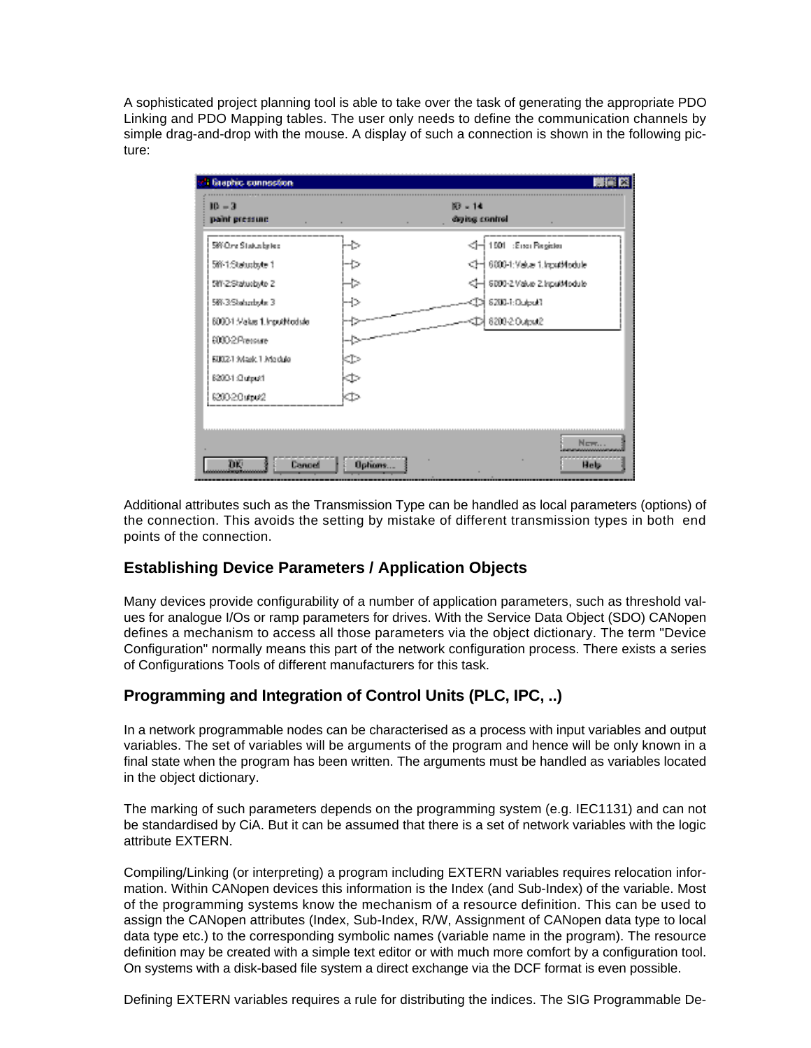A sophisticated project planning tool is able to take over the task of generating the appropriate PDO Linking and PDO Mapping tables. The user only needs to define the communication channels by simple drag-and-drop with the mouse. A display of such a connection is shown in the following picture:

Additional attributes such as the Transmission Type can be handled as local parameters (options) of the connection. This avoids the setting by mistake of different transmission types in both end points of the connection.

## Establishing Device Parameters / Application Objects

Many devices provide configurability of a number of application parameters, such as threshold values for analogue I/Os or ramp parameters for drives. With the Service Data Object (SDO) CANopen defines a mechanism to access all those parameters via the object dictionary. The term "Device Configuration" normally means this part of the network configuration process. There exists a series of Configurations Tools of different manufacturers for this task.

## Programming and Integration of Control Units (PLC, IPC, ..)

In a network programmable nodes can be characterised as a process with input variables and output variables. The set of variables will be arguments of the program and hence will be only known in a final state when the program has been written. The arguments must be handled as variables located in the object dictionary.

The marking of such parameters depends on the programming system (e.g. IEC1131) and can not be standardised by CiA. But it can be assumed that there is a set of network variables with the logic attribute EXTERN.

Compiling/Linking (or interpreting) a program including EXTERN variables requires relocation information. Within CANopen devices this information is the Index (and Sub-Index) of the variable. Most of the programming systems know the mechanism of a resource definition. This can be used to assign the CANopen attributes (Index, Sub-Index, R/W, Assignment of CANopen data type to local data type etc.) to the corresponding symbolic names (variable name in the program). The resource definition may be created with a simple text editor or with much more comfort by a configuration tool. On systems with a disk-based file system a direct exchange via the DCF format is even possible.

Defining EXTERN variables requires a rule for distributing the indices. The SIG Programmable De-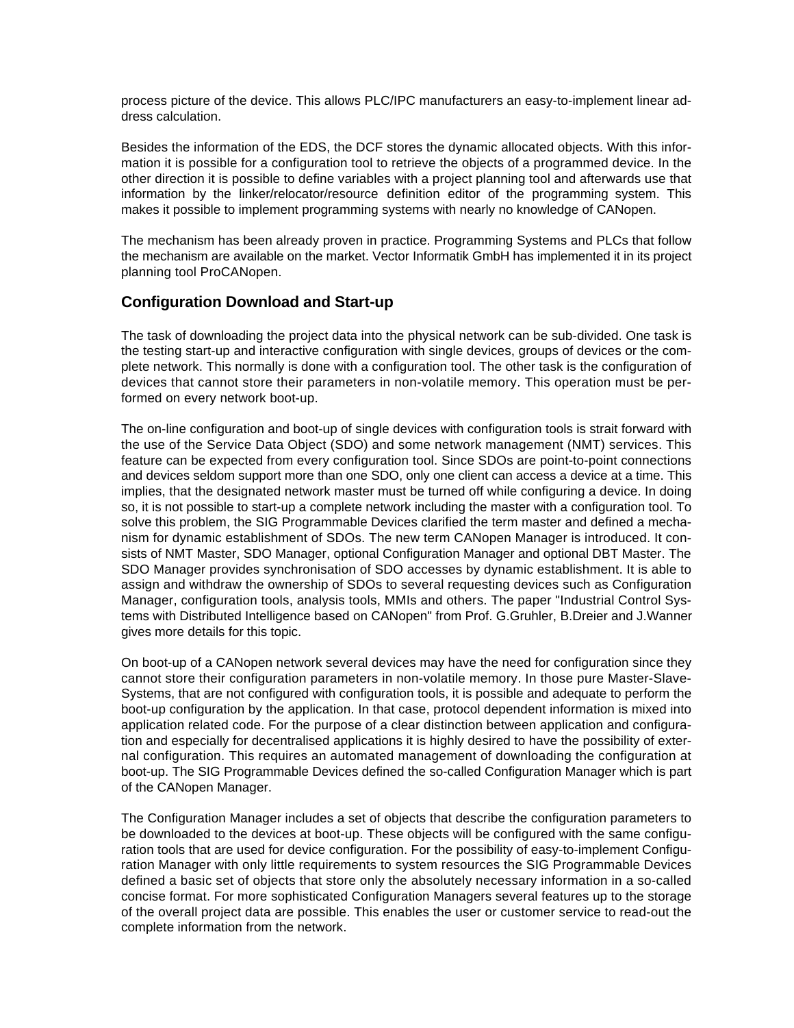process picture of the device. This allows PLC/IPC manufacturers an easy-to-implement linear address calculation.

Besides the information of the EDS, the DCF stores the dynamic allocated objects. With this information it is possible for a configuration tool to retrieve the objects of a programmed device. In the other direction it is possible to define variables with a project planning tool and afterwards use that information by the linker/relocator/resource definition editor of the programming system. This makes it possible to implement programming systems with nearly no knowledge of CANopen.

The mechanism has been already proven in practice. Programming Systems and PLCs that follow the mechanism are available on the market. Vector Informatik GmbH has implemented it in its project planning tool ProCANopen.

## Configuration Download and Start-up

The task of downloading the project data into the physical network can be sub-divided. One task is the testing start-up and interactive configuration with single devices, groups of devices or the complete network. This normally is done with a configuration tool. The other task is the configuration of devices that cannot store their parameters in non-volatile memory. This operation must be performed on every network boot-up.

The on-line configuration and boot-up of single devices with configuration tools is strait forward with the use of the Service Data Object (SDO) and some network management (NMT) services. This feature can be expected from every configuration tool. Since SDOs are point-to-point connections and devices seldom support more than one SDO, only one client can access a device at a time. This implies, that the designated network master must be turned off while configuring a device. In doing so, it is not possible to start-up a complete network including the master with a configuration tool. To solve this problem, the SIG Programmable Devices clarified the term master and defined a mechanism for dynamic establishment of SDOs. The new term CANopen Manager is introduced. It consists of NMT Master, SDO Manager, optional Configuration Manager and optional DBT Master. The SDO Manager provides synchronisation of SDO accesses by dynamic establishment. It is able to assign and withdraw the ownership of SDOs to several requesting devices such as Configuration Manager, configuration tools, analysis tools, MMIs and others. The paper "Industrial Control Systems with Distributed Intelligence based on CANopen" from Prof. G.Gruhler, B.Dreier and J.Wanner gives more details for this topic.

On boot-up of a CANopen network several devices may have the need for configuration since they cannot store their configuration parameters in non-volatile memory. In those pure Master-Slave-Systems, that are not configured with configuration tools, it is possible and adequate to perform the boot-up configuration by the application. In that case, protocol dependent information is mixed into application related code. For the purpose of a clear distinction between application and configuration and especially for decentralised applications it is highly desired to have the possibility of external configuration. This requires an automated management of downloading the configuration at boot-up. The SIG Programmable Devices defined the so-called Configuration Manager which is part of the CANopen Manager.

The Configuration Manager includes a set of objects that describe the configuration parameters to be downloaded to the devices at boot-up. These objects will be configured with the same configuration tools that are used for device configuration. For the possibility of easy-to-implement Configuration Manager with only little requirements to system resources the SIG Programmable Devices defined a basic set of objects that store only the absolutely necessary information in a so-called concise format. For more sophisticated Configuration Managers several features up to the storage of the overall project data are possible. This enables the user or customer service to read-out the complete information from the network.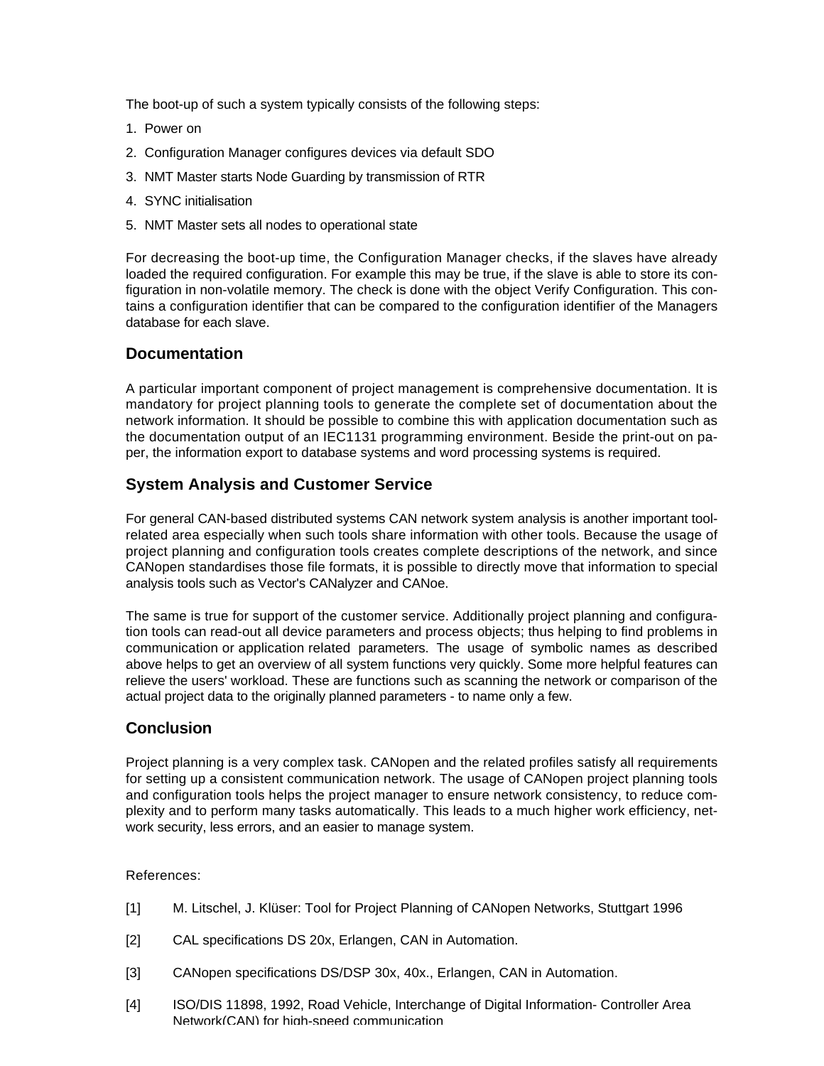The boot-up of such a system typically consists of the following steps:

1. Power on
2. Configuration Manager configures devices via default SDO
3. NMT Master starts Node Guarding by transmission of RTR
4. SYNC initialisation
5. NMT Master sets all nodes to operational state

For decreasing the boot-up time, the Configuration Manager checks, if the slaves have already loaded the required configuration. For example this may be true, if the slave is able to store its configuration in non-volatile memory. The check is done with the object Verify Configuration. This contains a configuration identifier that can be compared to the configuration identifier of the Managers database for each slave.

## Documentation

A particular important component of project management is comprehensive documentation. It is mandatory for project planning tools to generate the complete set of documentation about the network information. It should be possible to combine this with application documentation such as the documentation output of an IEC1131 programming environment. Beside the print-out on paper, the information export to database systems and word processing systems is required.

## System Analysis and Customer Service

For general CAN-based distributed systems CAN network system analysis is another important tool-related area especially when such tools share information with other tools. Because the usage of project planning and configuration tools creates complete descriptions of the network, and since CANopen standardises those file formats, it is possible to directly move that information to special analysis tools such as Vector's CANalyzer and CANoe.

The same is true for support of the customer service. Additionally project planning and configuration tools can read-out all device parameters and process objects; thus helping to find problems in communication or application related parameters. The usage of symbolic names as described above helps to get an overview of all system functions very quickly. Some more helpful features can relieve the users' workload. These are functions such as scanning the network or comparison of the actual project data to the originally planned parameters - to name only a few.

## Conclusion

Project planning is a very complex task. CANopen and the related profiles satisfy all requirements for setting up a consistent communication network. The usage of CANopen project planning tools and configuration tools helps the project manager to ensure network consistency, to reduce complexity and to perform many tasks automatically. This leads to a much higher work efficiency, network security, less errors, and an easier to manage system.

References:

[1] M. Litschel, J. Klüser: Tool for Project Planning of CANopen Networks, Stuttgart 1996

[2] CAL specifications DS 20x, Erlangen, CAN in Automation.

[3] CANopen specifications DS/DSP 30x, 40x., Erlangen, CAN in Automation.

[4] ISO/DIS 11898, 1992, Road Vehicle, Interchange of Digital Information- Controller Area Network(CAN) for high-speed communication